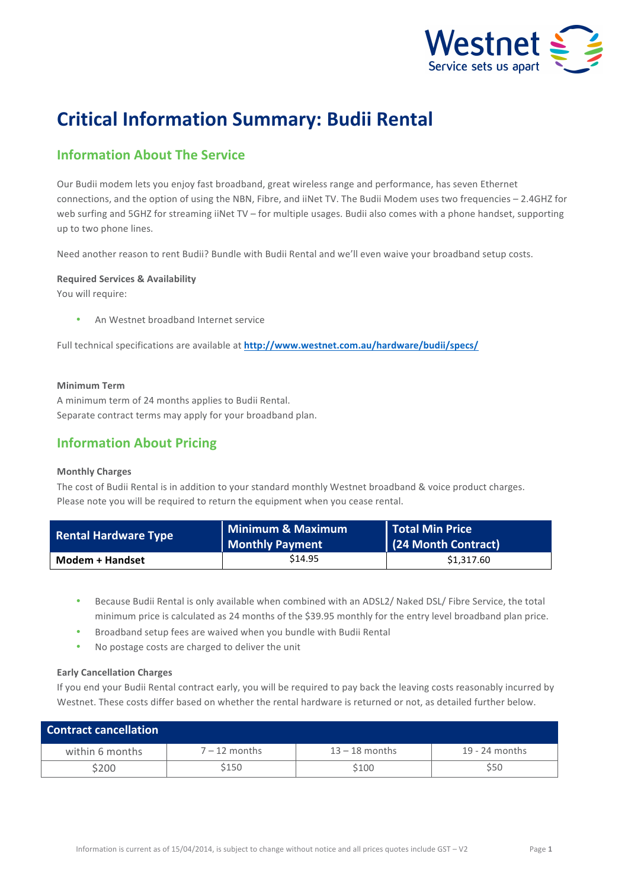# Critical Information Summary: Budii Rental

## Information About The Service

Our Budii modem lets you enjoy fast broadband, great wireless range and performance, has seven Ethernet connections, and the option of using the NBN, Fibre, and iiNet TV. The Budii Modem uses two frequencies – 2.4GHZ for web surfing and 5GHZ for streaming iiNet TV – for multiple usages. Budii also comes with a phone handset, supporting up to two phone lines.

Need another reason to rent Budii? Bundle with Budii Rental and we'll even waive your broadband setup costs.

**Required Services & Availability**

You will require:

- An Westnet broadband Internet service

Full technical specifications are available at **http://www.westnet.com.au/hardware/budii/specs/**

**Minimum Term**

A minimum term of 24 months applies to Budii Rental.
Separate contract terms may apply for your broadband plan.

## Information About Pricing

**Monthly Charges**

The cost of Budii Rental is in addition to your standard monthly Westnet broadband & voice product charges. Please note you will be required to return the equipment when you cease rental.

| Rental Hardware Type | Minimum & Maximum Monthly Payment | Total Min Price (24 Month Contract) |
|---|---|---|
| **Modem + Handset** | $14.95 | $1,317.60 |

- Because Budii Rental is only available when combined with an ADSL2/ Naked DSL/ Fibre Service, the total minimum price is calculated as 24 months of the $39.95 monthly for the entry level broadband plan price.
- Broadband setup fees are waived when you bundle with Budii Rental
- No postage costs are charged to deliver the unit

**Early Cancellation Charges**

If you end your Budii Rental contract early, you will be required to pay back the leaving costs reasonably incurred by Westnet. These costs differ based on whether the rental hardware is returned or not, as detailed further below.

| Contract cancellation | | | |
|---|---|---|---|
| within 6 months | 7 – 12 months | 13 – 18 months | 19 - 24 months |
| $200 | $150 | $100 | $50 |

Information is current as of 15/04/2014, is subject to change without notice and all prices quotes include GST – V2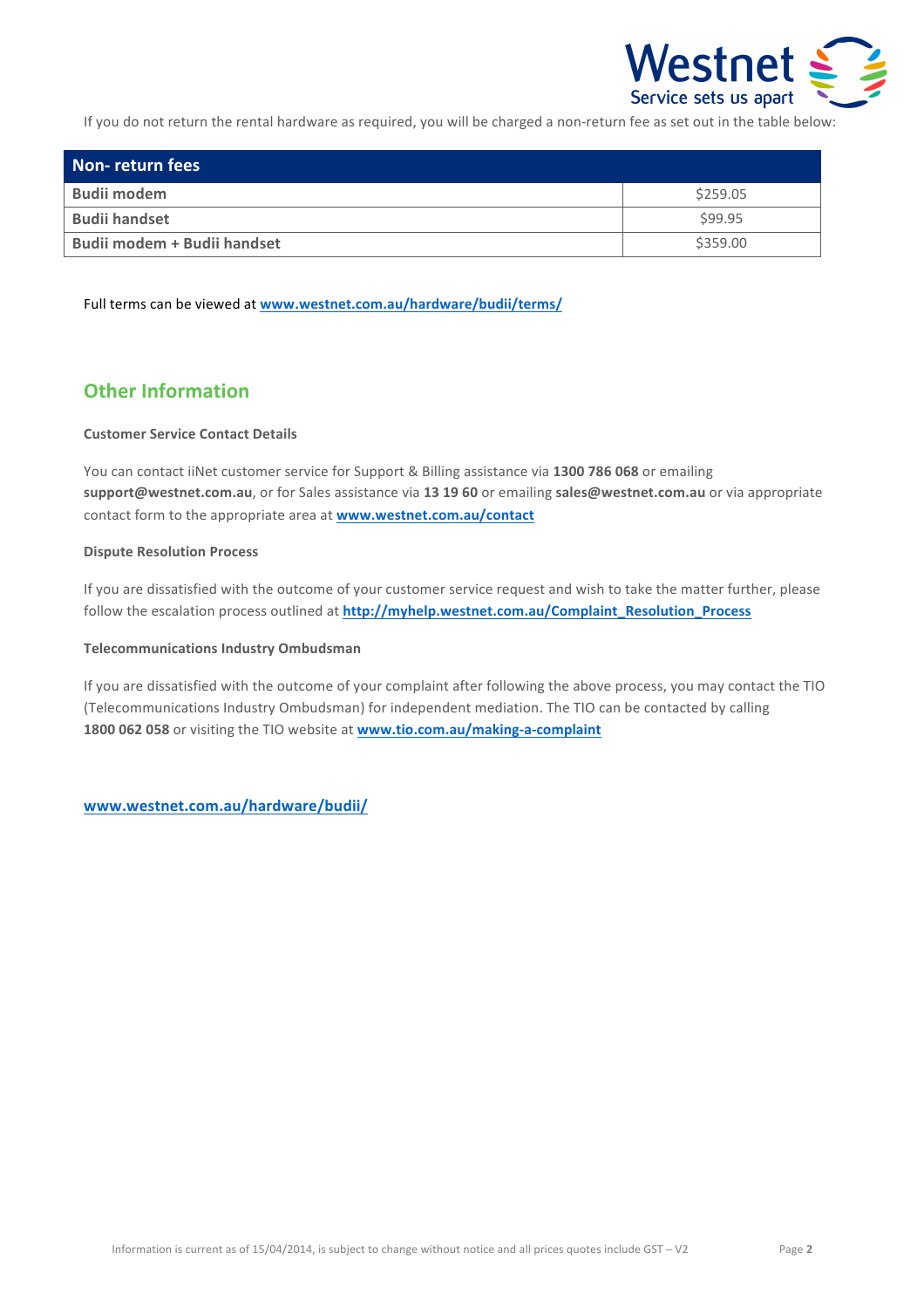If you do not return the rental hardware as required, you will be charged a non-return fee as set out in the table below:

| Non- return fees | |
|---|---|
| **Budii modem** | $259.05 |
| **Budii handset** | $99.95 |
| **Budii modem + Budii handset** | $359.00 |

Full terms can be viewed at **www.westnet.com.au/hardware/budii/terms/**

## Other Information

**Customer Service Contact Details**

You can contact iiNet customer service for Support & Billing assistance via **1300 786 068** or emailing **support@westnet.com.au**, or for Sales assistance via **13 19 60** or emailing **sales@westnet.com.au** or via appropriate contact form to the appropriate area at **www.westnet.com.au/contact**

**Dispute Resolution Process**

If you are dissatisfied with the outcome of your customer service request and wish to take the matter further, please follow the escalation process outlined at **http://myhelp.westnet.com.au/Complaint_Resolution_Process**

**Telecommunications Industry Ombudsman**

If you are dissatisfied with the outcome of your complaint after following the above process, you may contact the TIO (Telecommunications Industry Ombudsman) for independent mediation. The TIO can be contacted by calling **1800 062 058** or visiting the TIO website at **www.tio.com.au/making-a-complaint**

**www.westnet.com.au/hardware/budii/**

Information is current as of 15/04/2014, is subject to change without notice and all prices quotes include GST – V2